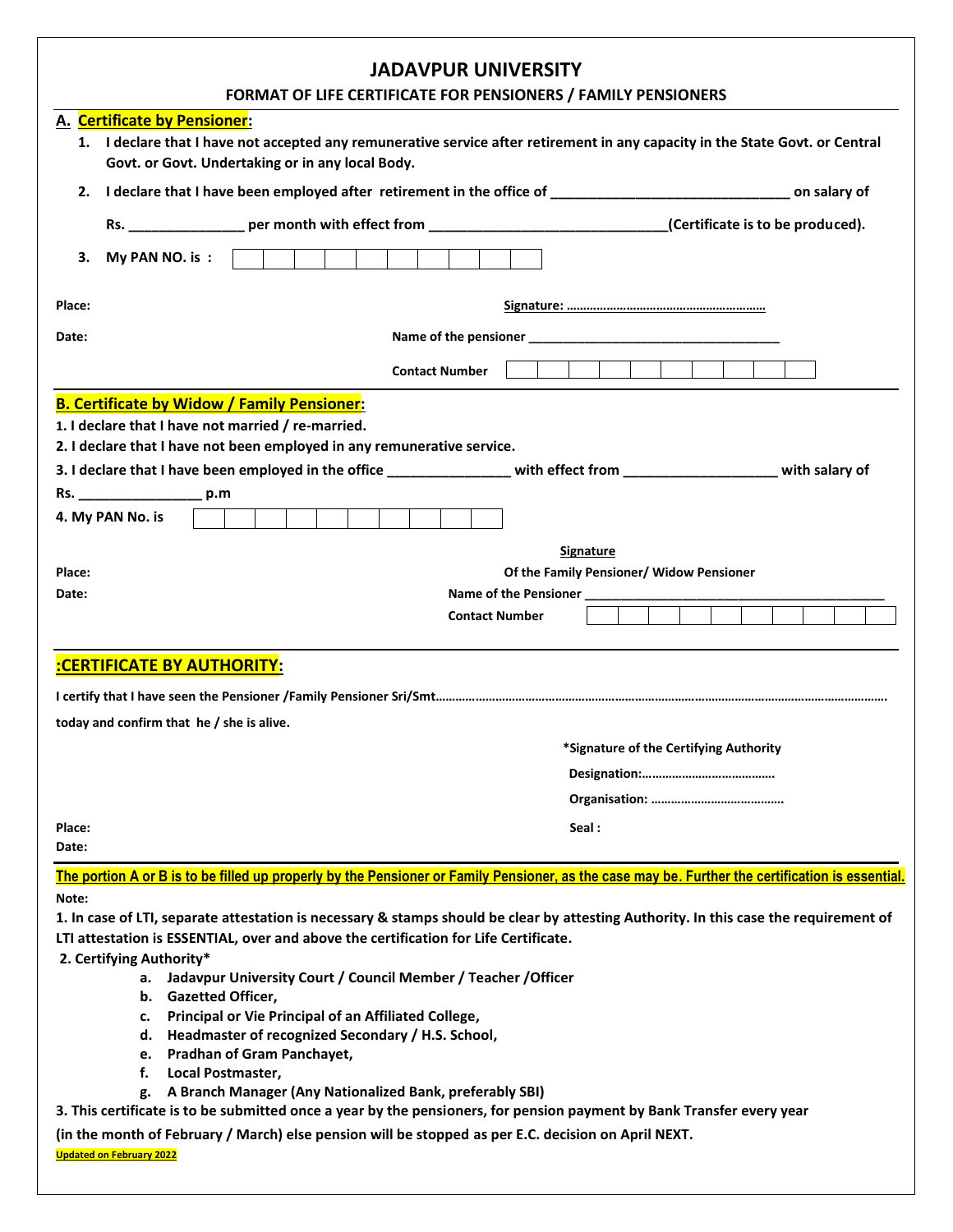# JADAVPUR UNIVERSITY

## FORMAT OF LIFE CERTIFICATE FOR PENSIONERS / FAMILY PENSIONERS

### A. Certificate by Pensioner:

1. I declare that I have not accepted any remunerative service after retirement in any capacity in the State Govt. or Central Govt. or Govt. Undertaking or in any local Body.
2. I declare that I have been employed after retirement in the office of ______________________________ on salary of Rs. ______________ per month with effect from ______________________________(Certificate is to be produced).
3. My PAN NO. is : | | | | | | | | | | |

**Place:**

**Signature:** ……………………………………………………

**Date:**

**Name of the pensioner** ___________________________________

**Contact Number** | | | | | | | | | | |

### B. Certificate by Widow / Family Pensioner:

1. I declare that I have not married / re-married.
2. I declare that I have not been employed in any remunerative service.
3. I declare that I have been employed in the office _______________ with effect from ___________________ with salary of Rs. _______________ p.m
4. My PAN No. is | | | | | | | | | | |

**Signature**
**Of the Family Pensioner/ Widow Pensioner**

**Place:**

**Date:**

**Name of the Pensioner** ___________________________________________

**Contact Number** | | | | | | | | | | |

### :CERTIFICATE BY AUTHORITY:

I certify that I have seen the Pensioner /Family Pensioner Sri/Smt……………………………………………………………………………………………………………………… today and confirm that he / she is alive.

**\*Signature of the Certifying Authority**

**Designation:**…………………………………

**Organisation:** …………………………………

**Place:**

**Seal :**

**Date:**

**The portion A or B is to be filled up properly by the Pensioner or Family Pensioner, as the case may be. Further the certification is essential.**

**Note:**

1. In case of LTI, separate attestation is necessary & stamps should be clear by attesting Authority. In this case the requirement of LTI attestation is ESSENTIAL, over and above the certification for Life Certificate.
2. Certifying Authority*
   a. Jadavpur University Court / Council Member / Teacher /Officer
   b. Gazetted Officer,
   c. Principal or Vie Principal of an Affiliated College,
   d. Headmaster of recognized Secondary / H.S. School,
   e. Pradhan of Gram Panchayet,
   f. Local Postmaster,
   g. A Branch Manager (Any Nationalized Bank, preferably SBI)
3. This certificate is to be submitted once a year by the pensioners, for pension payment by Bank Transfer every year (in the month of February / March) else pension will be stopped as per E.C. decision on April NEXT.

Updated on February 2022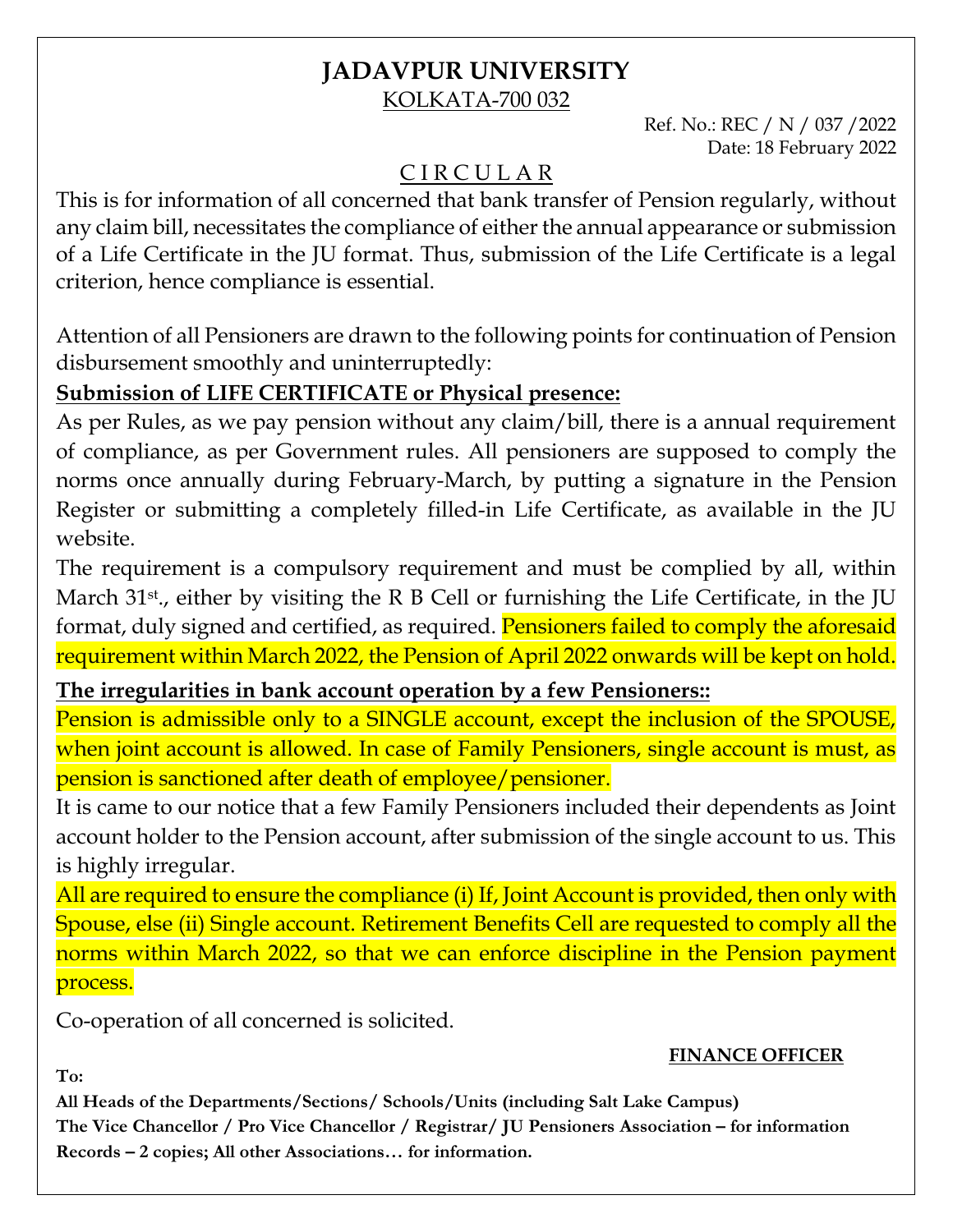# JADAVPUR UNIVERSITY

KOLKATA-700 032

Ref. No.: REC / N / 037 /2022
Date: 18 February 2022

## C I R C U L A R

This is for information of all concerned that bank transfer of Pension regularly, without any claim bill, necessitates the compliance of either the annual appearance or submission of a Life Certificate in the JU format. Thus, submission of the Life Certificate is a legal criterion, hence compliance is essential.

Attention of all Pensioners are drawn to the following points for continuation of Pension disbursement smoothly and uninterruptedly:

**Submission of LIFE CERTIFICATE or Physical presence:**

As per Rules, as we pay pension without any claim/bill, there is a annual requirement of compliance, as per Government rules. All pensioners are supposed to comply the norms once annually during February-March, by putting a signature in the Pension Register or submitting a completely filled-in Life Certificate, as available in the JU website.

The requirement is a compulsory requirement and must be complied by all, within March 31st., either by visiting the R B Cell or furnishing the Life Certificate, in the JU format, duly signed and certified, as required. Pensioners failed to comply the aforesaid requirement within March 2022, the Pension of April 2022 onwards will be kept on hold.

**The irregularities in bank account operation by a few Pensioners::**

Pension is admissible only to a SINGLE account, except the inclusion of the SPOUSE, when joint account is allowed. In case of Family Pensioners, single account is must, as pension is sanctioned after death of employee/pensioner.

It is came to our notice that a few Family Pensioners included their dependents as Joint account holder to the Pension account, after submission of the single account to us. This is highly irregular.

All are required to ensure the compliance (i) If, Joint Account is provided, then only with Spouse, else (ii) Single account. Retirement Benefits Cell are requested to comply all the norms within March 2022, so that we can enforce discipline in the Pension payment process.

Co-operation of all concerned is solicited.

**FINANCE OFFICER**

**To:**

**All Heads of the Departments/Sections/ Schools/Units (including Salt Lake Campus)**

**The Vice Chancellor / Pro Vice Chancellor / Registrar/ JU Pensioners Association – for information**

**Records – 2 copies; All other Associations… for information.**